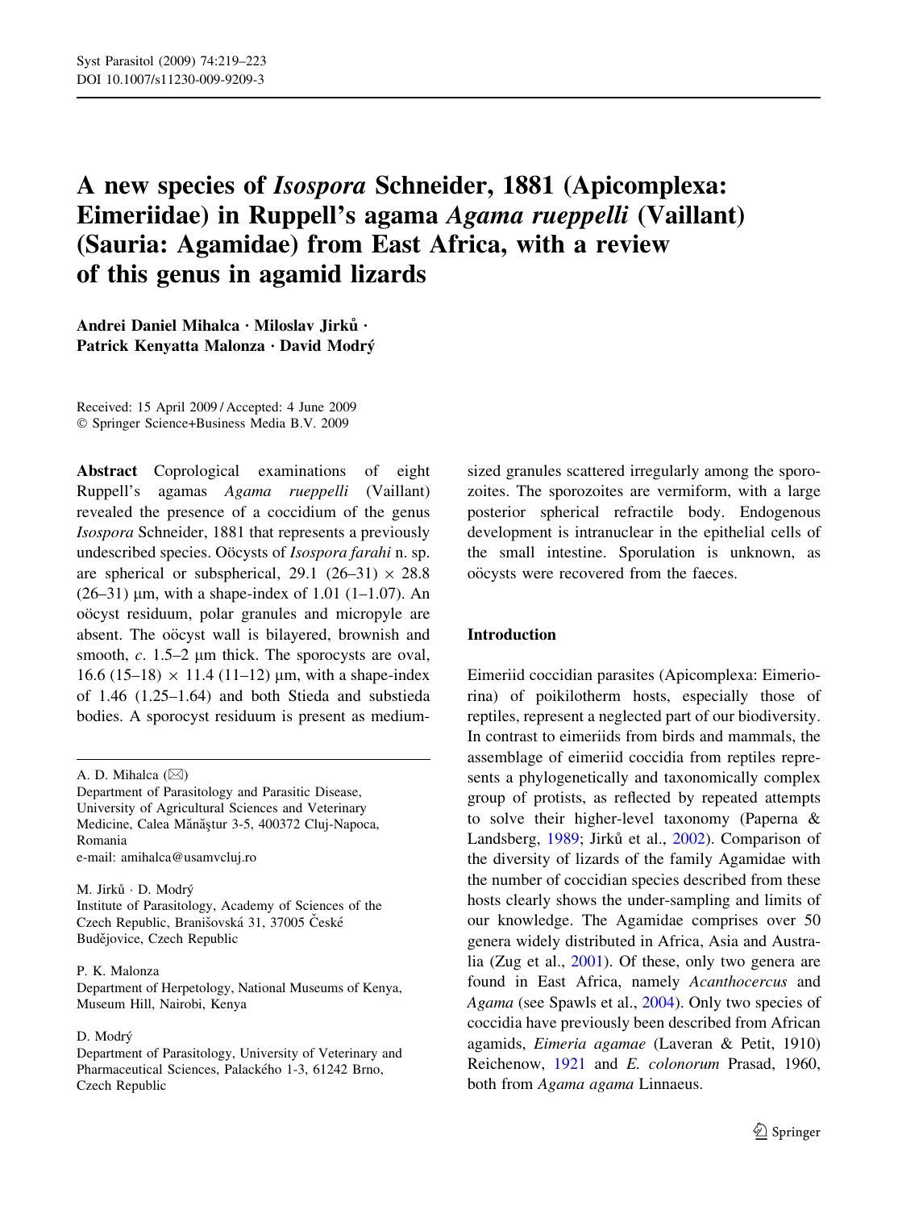# A new species of *Isospora* Schneider, 1881 (Apicomplexa: Eimeriidae) in Ruppell's agama *Agama rueppelli* (Vaillant) (Sauria: Agamidae) from East Africa, with a review of this genus in agamid lizards

**Andrei Daniel Mihalca · Miloslav Jirků · Patrick Kenyatta Malonza · David Modrý**

Received: 15 April 2009 / Accepted: 4 June 2009
© Springer Science+Business Media B.V. 2009

**Abstract** Coprological examinations of eight Ruppell's agamas *Agama rueppelli* (Vaillant) revealed the presence of a coccidium of the genus *Isospora* Schneider, 1881 that represents a previously undescribed species. Oöcysts of *Isospora farahi* n. sp. are spherical or subspherical, 29.1 (26–31) × 28.8 (26–31) μm, with a shape-index of 1.01 (1–1.07). An oöcyst residuum, polar granules and micropyle are absent. The oöcyst wall is bilayered, brownish and smooth, *c.* 1.5–2 μm thick. The sporocysts are oval, 16.6 (15–18) × 11.4 (11–12) μm, with a shape-index of 1.46 (1.25–1.64) and both Stieda and substieda bodies. A sporocyst residuum is present as medium-sized granules scattered irregularly among the sporozoites. The sporozoites are vermiform, with a large posterior spherical refractile body. Endogenous development is intranuclear in the epithelial cells of the small intestine. Sporulation is unknown, as oöcysts were recovered from the faeces.

A. D. Mihalca (✉)
Department of Parasitology and Parasitic Disease, University of Agricultural Sciences and Veterinary Medicine, Calea Mănăştur 3-5, 400372 Cluj-Napoca, Romania
e-mail: amihalca@usamvcluj.ro

M. Jirků · D. Modrý
Institute of Parasitology, Academy of Sciences of the Czech Republic, Branišovská 31, 37005 České Budějovice, Czech Republic

P. K. Malonza
Department of Herpetology, National Museums of Kenya, Museum Hill, Nairobi, Kenya

D. Modrý
Department of Parasitology, University of Veterinary and Pharmaceutical Sciences, Palackého 1-3, 61242 Brno, Czech Republic

## Introduction

Eimeriid coccidian parasites (Apicomplexa: Eimeriorina) of poikilotherm hosts, especially those of reptiles, represent a neglected part of our biodiversity. In contrast to eimeriids from birds and mammals, the assemblage of eimeriid coccidia from reptiles represents a phylogenetically and taxonomically complex group of protists, as reflected by repeated attempts to solve their higher-level taxonomy (Paperna & Landsberg, 1989; Jirků et al., 2002). Comparison of the diversity of lizards of the family Agamidae with the number of coccidian species described from these hosts clearly shows the under-sampling and limits of our knowledge. The Agamidae comprises over 50 genera widely distributed in Africa, Asia and Australia (Zug et al., 2001). Of these, only two genera are found in East Africa, namely *Acanthocercus* and *Agama* (see Spawls et al., 2004). Only two species of coccidia have previously been described from African agamids, *Eimeria agamae* (Laveran & Petit, 1910) Reichenow, 1921 and *E. colonorum* Prasad, 1960, both from *Agama agama* Linnaeus.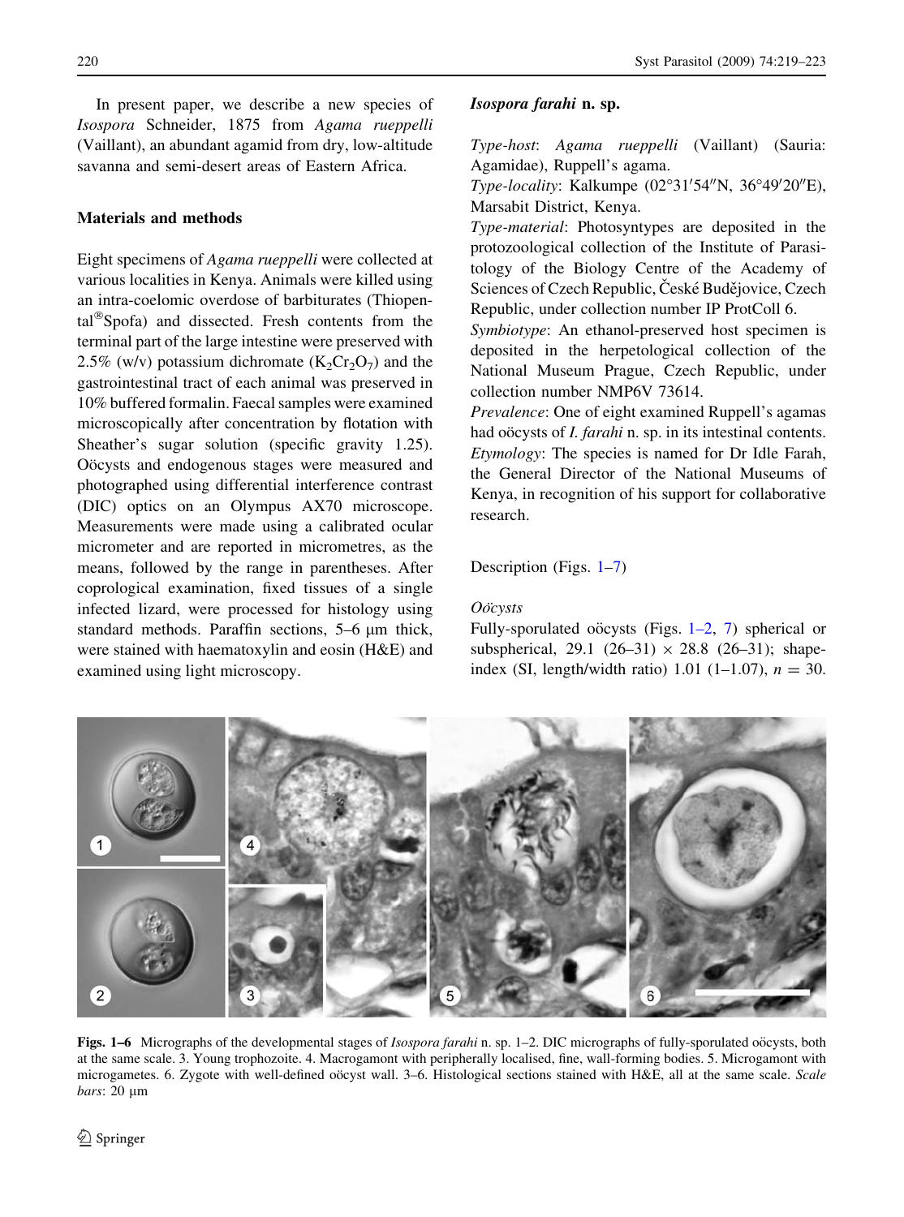In present paper, we describe a new species of *Isospora* Schneider, 1875 from *Agama rueppelli* (Vaillant), an abundant agamid from dry, low-altitude savanna and semi-desert areas of Eastern Africa.

## Materials and methods

Eight specimens of *Agama rueppelli* were collected at various localities in Kenya. Animals were killed using an intra-coelomic overdose of barbiturates (Thiopental®Spofa) and dissected. Fresh contents from the terminal part of the large intestine were preserved with 2.5% (w/v) potassium dichromate ($K_2Cr_2O_7$) and the gastrointestinal tract of each animal was preserved in 10% buffered formalin. Faecal samples were examined microscopically after concentration by flotation with Sheather's sugar solution (specific gravity 1.25). Oöcysts and endogenous stages were measured and photographed using differential interference contrast (DIC) optics on an Olympus AX70 microscope. Measurements were made using a calibrated ocular micrometer and are reported in micrometres, as the means, followed by the range in parentheses. After coprological examination, fixed tissues of a single infected lizard, were processed for histology using standard methods. Paraffin sections, 5–6 µm thick, were stained with haematoxylin and eosin (H&E) and examined using light microscopy.

## *Isospora farahi* n. sp.

*Type-host*: *Agama rueppelli* (Vaillant) (Sauria: Agamidae), Ruppell's agama.
*Type-locality*: Kalkumpe (02°31′54″N, 36°49′20″E), Marsabit District, Kenya.
*Type-material*: Photosyntypes are deposited in the protozoological collection of the Institute of Parasitology of the Biology Centre of the Academy of Sciences of Czech Republic, České Budějovice, Czech Republic, under collection number IP ProtColl 6.
*Symbiotype*: An ethanol-preserved host specimen is deposited in the herpetological collection of the National Museum Prague, Czech Republic, under collection number NMP6V 73614.
*Prevalence*: One of eight examined Ruppell's agamas had oöcysts of *I. farahi* n. sp. in its intestinal contents.
*Etymology*: The species is named for Dr Idle Farah, the General Director of the National Museums of Kenya, in recognition of his support for collaborative research.

Description (Figs. 1–7)

*Oöcysts*

Fully-sporulated oöcysts (Figs. 1–2, 7) spherical or subspherical, 29.1 (26–31) × 28.8 (26–31); shape-index (SI, length/width ratio) 1.01 (1–1.07), $n = 30$.

**Figs. 1–6** Micrographs of the developmental stages of *Isospora farahi* n. sp. 1–2. DIC micrographs of fully-sporulated oöcysts, both at the same scale. 3. Young trophozoite. 4. Macrogamont with peripherally localised, fine, wall-forming bodies. 5. Microgamont with microgametes. 6. Zygote with well-defined oöcyst wall. 3–6. Histological sections stained with H&E, all at the same scale. *Scale bars*: 20 µm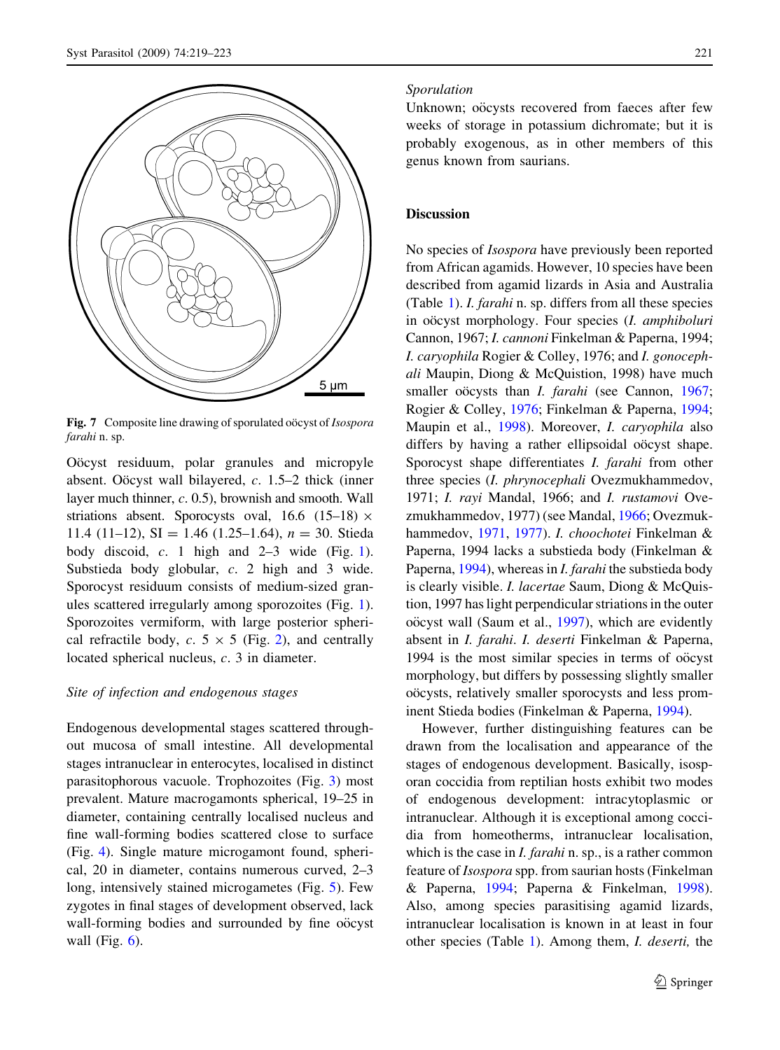Fig. 7 Composite line drawing of sporulated oöcyst of *Isospora farahi* n. sp.

Oöcyst residuum, polar granules and micropyle absent. Oöcyst wall bilayered, *c*. 1.5–2 thick (inner layer much thinner, *c*. 0.5), brownish and smooth. Wall striations absent. Sporocysts oval, 16.6 (15–18) × 11.4 (11–12), SI = 1.46 (1.25–1.64), *n* = 30. Stieda body discoid, *c*. 1 high and 2–3 wide (Fig. 1). Substieda body globular, *c*. 2 high and 3 wide. Sporocyst residuum consists of medium-sized granules scattered irregularly among sporozoites (Fig. 1). Sporozoites vermiform, with large posterior spherical refractile body, *c*. 5 × 5 (Fig. 2), and centrally located spherical nucleus, *c*. 3 in diameter.

*Site of infection and endogenous stages*

Endogenous developmental stages scattered throughout mucosa of small intestine. All developmental stages intranuclear in enterocytes, localised in distinct parasitophorous vacuole. Trophozoites (Fig. 3) most prevalent. Mature macrogamonts spherical, 19–25 in diameter, containing centrally localised nucleus and fine wall-forming bodies scattered close to surface (Fig. 4). Single mature microgamont found, spherical, 20 in diameter, contains numerous curved, 2–3 long, intensively stained microgametes (Fig. 5). Few zygotes in final stages of development observed, lack wall-forming bodies and surrounded by fine oöcyst wall (Fig. 6).

*Sporulation*

Unknown; oöcysts recovered from faeces after few weeks of storage in potassium dichromate; but it is probably exogenous, as in other members of this genus known from saurians.

## Discussion

No species of *Isospora* have previously been reported from African agamids. However, 10 species have been described from agamid lizards in Asia and Australia (Table 1). *I. farahi* n. sp. differs from all these species in oöcyst morphology. Four species (*I. amphiboluri* Cannon, 1967; *I. cannoni* Finkelman & Paperna, 1994; *I. caryophila* Rogier & Colley, 1976; and *I. gonocephali* Maupin, Diong & McQuistion, 1998) have much smaller oöcysts than *I. farahi* (see Cannon, 1967; Rogier & Colley, 1976; Finkelman & Paperna, 1994; Maupin et al., 1998). Moreover, *I. caryophila* also differs by having a rather ellipsoidal oöcyst shape. Sporocyst shape differentiates *I. farahi* from other three species (*I. phrynocephali* Ovezmukhammedov, 1971; *I. rayi* Mandal, 1966; and *I. rustamovi* Ovezmukhammedov, 1977) (see Mandal, 1966; Ovezmukhammedov, 1971, 1977). *I. choochotei* Finkelman & Paperna, 1994 lacks a substieda body (Finkelman & Paperna, 1994), whereas in *I. farahi* the substieda body is clearly visible. *I. lacertae* Saum, Diong & McQuistion, 1997 has light perpendicular striations in the outer oöcyst wall (Saum et al., 1997), which are evidently absent in *I. farahi*. *I. deserti* Finkelman & Paperna, 1994 is the most similar species in terms of oöcyst morphology, but differs by possessing slightly smaller oöcysts, relatively smaller sporocysts and less prominent Stieda bodies (Finkelman & Paperna, 1994).

However, further distinguishing features can be drawn from the localisation and appearance of the stages of endogenous development. Basically, isosporan coccidia from reptilian hosts exhibit two modes of endogenous development: intracytoplasmic or intranuclear. Although it is exceptional among coccidia from homeotherms, intranuclear localisation, which is the case in *I. farahi* n. sp., is a rather common feature of *Isospora* spp. from saurian hosts (Finkelman & Paperna, 1994; Paperna & Finkelman, 1998). Also, among species parasitising agamid lizards, intranuclear localisation is known in at least in four other species (Table 1). Among them, *I. deserti,* the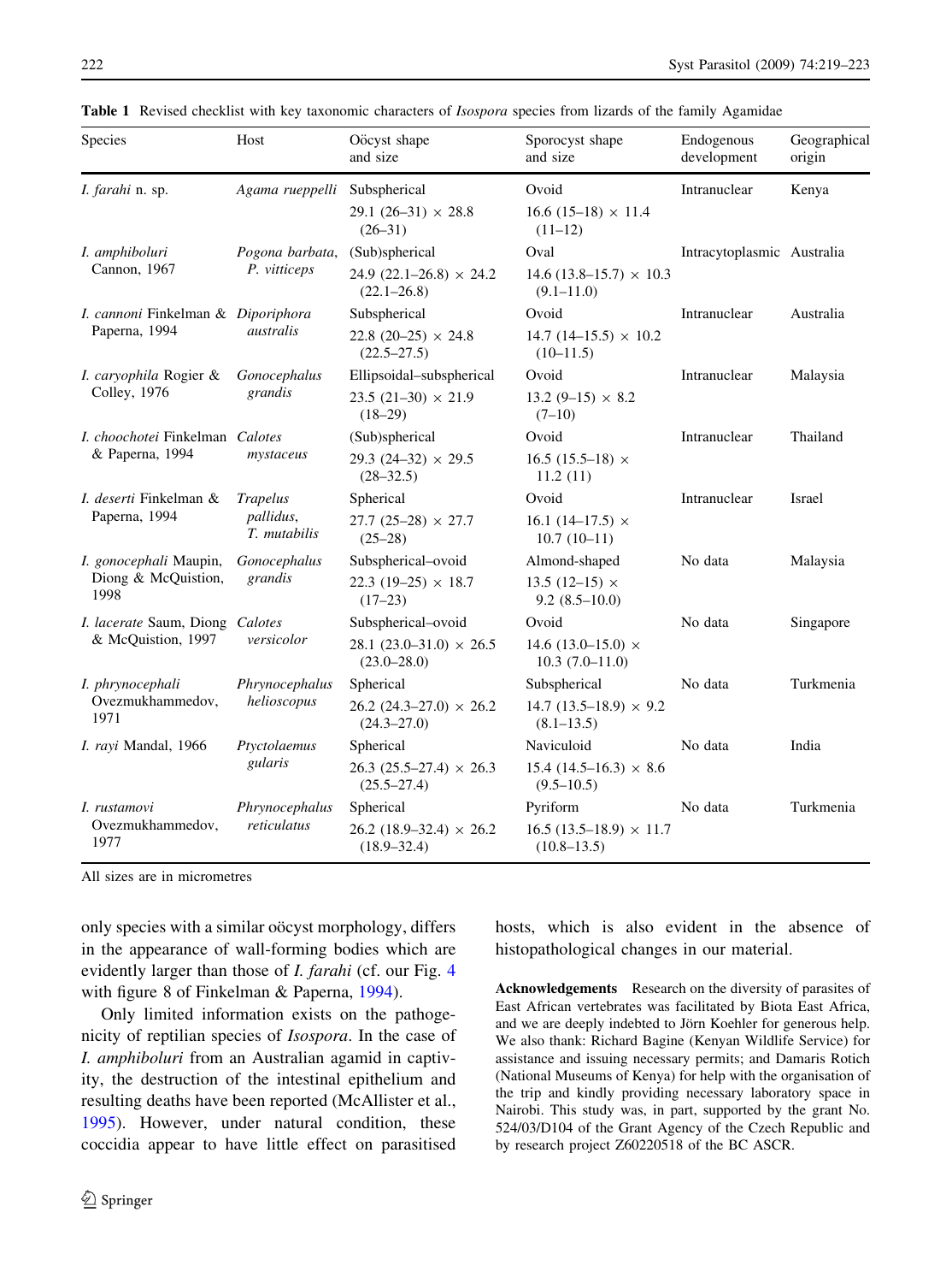**Table 1** Revised checklist with key taxonomic characters of *Isospora* species from lizards of the family Agamidae

| Species | Host | Oöcyst shape and size | Sporocyst shape and size | Endogenous development | Geographical origin |
|---|---|---|---|---|---|
| *I. farahi* n. sp. | *Agama rueppelli* | Subspherical<br>29.1 (26–31) × 28.8 (26–31) | Ovoid<br>16.6 (15–18) × 11.4 (11–12) | Intranuclear | Kenya |
| *I. amphiboluri* Cannon, 1967 | *Pogona barbata*, *P. vitticeps* | (Sub)spherical<br>24.9 (22.1–26.8) × 24.2 (22.1–26.8) | Oval<br>14.6 (13.8–15.7) × 10.3 (9.1–11.0) | Intracytoplasmic | Australia |
| *I. cannoni* Finkelman & Paperna, 1994 | *Diporiphora australis* | Subspherical<br>22.8 (20–25) × 24.8 (22.5–27.5) | Ovoid<br>14.7 (14–15.5) × 10.2 (10–11.5) | Intranuclear | Australia |
| *I. caryophila* Rogier & Colley, 1976 | *Gonocephalus grandis* | Ellipsoidal–subspherical<br>23.5 (21–30) × 21.9 (18–29) | Ovoid<br>13.2 (9–15) × 8.2 (7–10) | Intranuclear | Malaysia |
| *I. choochotei* Finkelman & Paperna, 1994 | *Calotes mystaceus* | (Sub)spherical<br>29.3 (24–32) × 29.5 (28–32.5) | Ovoid<br>16.5 (15.5–18) × 11.2 (11) | Intranuclear | Thailand |
| *I. deserti* Finkelman & Paperna, 1994 | *Trapelus pallidus*, *T. mutabilis* | Spherical<br>27.7 (25–28) × 27.7 (25–28) | Ovoid<br>16.1 (14–17.5) × 10.7 (10–11) | Intranuclear | Israel |
| *I. gonocephali* Maupin, Diong & McQuistion, 1998 | *Gonocephalus grandis* | Subspherical–ovoid<br>22.3 (19–25) × 18.7 (17–23) | Almond-shaped<br>13.5 (12–15) × 9.2 (8.5–10.0) | No data | Malaysia |
| *I. lacerate* Saum, Diong & McQuistion, 1997 | *Calotes versicolor* | Subspherical–ovoid<br>28.1 (23.0–31.0) × 26.5 (23.0–28.0) | Ovoid<br>14.6 (13.0–15.0) × 10.3 (7.0–11.0) | No data | Singapore |
| *I. phrynocephali* Ovezmukhammedov, 1971 | *Phrynocephalus helioscopus* | Spherical<br>26.2 (24.3–27.0) × 26.2 (24.3–27.0) | Subspherical<br>14.7 (13.5–18.9) × 9.2 (8.1–13.5) | No data | Turkmenia |
| *I. rayi* Mandal, 1966 | *Ptyctolaemus gularis* | Spherical<br>26.3 (25.5–27.4) × 26.3 (25.5–27.4) | Naviculoid<br>15.4 (14.5–16.3) × 8.6 (9.5–10.5) | No data | India |
| *I. rustamovi* Ovezmukhammedov, 1977 | *Phrynocephalus reticulatus* | Spherical<br>26.2 (18.9–32.4) × 26.2 (18.9–32.4) | Pyriform<br>16.5 (13.5–18.9) × 11.7 (10.8–13.5) | No data | Turkmenia |

All sizes are in micrometres

only species with a similar oöcyst morphology, differs in the appearance of wall-forming bodies which are evidently larger than those of *I. farahi* (cf. our Fig. 4 with figure 8 of Finkelman & Paperna, 1994).

Only limited information exists on the pathogenicity of reptilian species of *Isospora*. In the case of *I. amphiboluri* from an Australian agamid in captivity, the destruction of the intestinal epithelium and resulting deaths have been reported (McAllister et al., 1995). However, under natural condition, these coccidia appear to have little effect on parasitised hosts, which is also evident in the absence of histopathological changes in our material.

**Acknowledgements** Research on the diversity of parasites of East African vertebrates was facilitated by Biota East Africa, and we are deeply indebted to Jörn Koehler for generous help. We also thank: Richard Bagine (Kenyan Wildlife Service) for assistance and issuing necessary permits; and Damaris Rotich (National Museums of Kenya) for help with the organisation of the trip and kindly providing necessary laboratory space in Nairobi. This study was, in part, supported by the grant No. 524/03/D104 of the Grant Agency of the Czech Republic and by research project Z60220518 of the BC ASCR.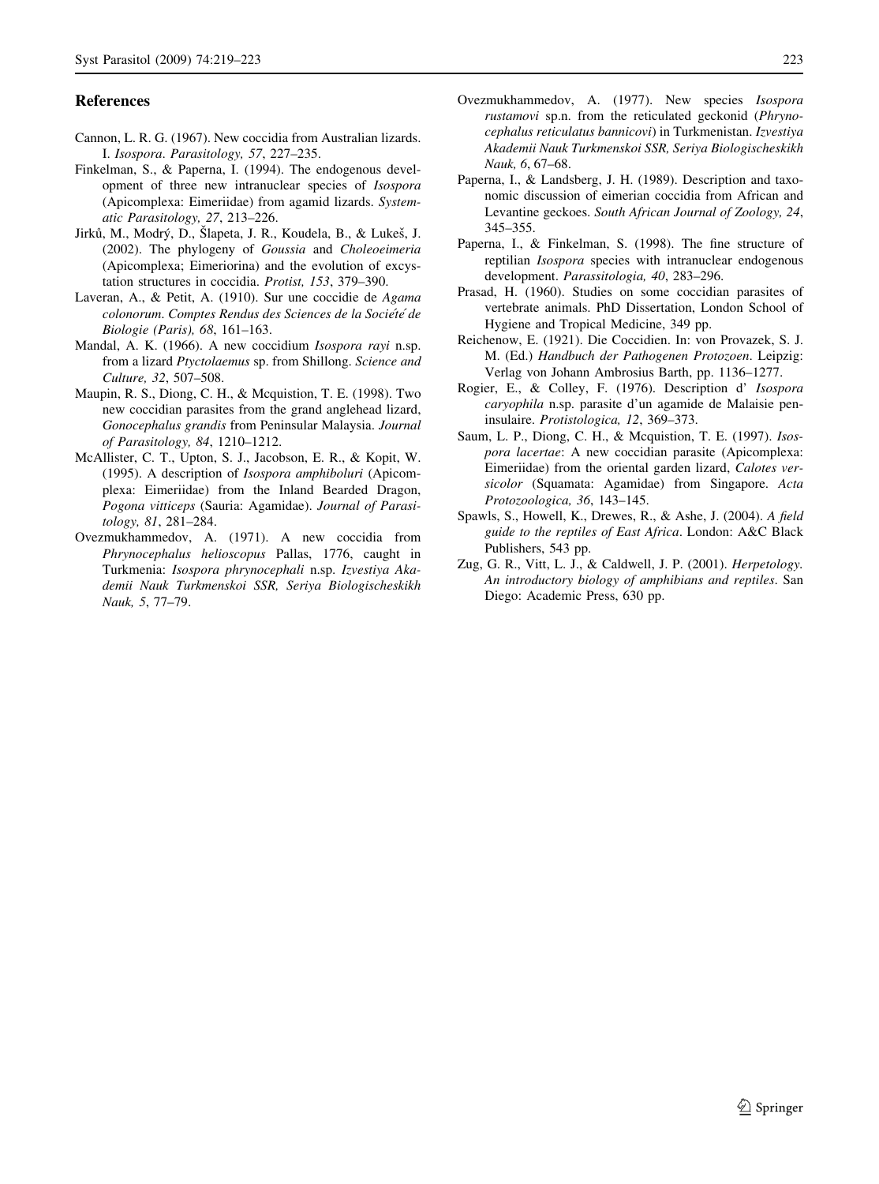## References

Cannon, L. R. G. (1967). New coccidia from Australian lizards. I. *Isospora*. *Parasitology, 57*, 227–235.

Finkelman, S., & Paperna, I. (1994). The endogenous development of three new intranuclear species of *Isospora* (Apicomplexa: Eimeriidae) from agamid lizards. *Systematic Parasitology, 27*, 213–226.

Jirků, M., Modrý, D., Šlapeta, J. R., Koudela, B., & Lukeš, J. (2002). The phylogeny of *Goussia* and *Choleoeimeria* (Apicomplexa; Eimeriorina) and the evolution of excystation structures in coccidia. *Protist, 153*, 379–390.

Laveran, A., & Petit, A. (1910). Sur une coccidie de *Agama colonorum*. *Comptes Rendus des Sciences de la Société de Biologie (Paris), 68*, 161–163.

Mandal, A. K. (1966). A new coccidium *Isospora rayi* n.sp. from a lizard *Ptyctolaemus* sp. from Shillong. *Science and Culture, 32*, 507–508.

Maupin, R. S., Diong, C. H., & Mcquistion, T. E. (1998). Two new coccidian parasites from the grand anglehead lizard, *Gonocephalus grandis* from Peninsular Malaysia. *Journal of Parasitology, 84*, 1210–1212.

McAllister, C. T., Upton, S. J., Jacobson, E. R., & Kopit, W. (1995). A description of *Isospora amphiboluri* (Apicomplexa: Eimeriidae) from the Inland Bearded Dragon, *Pogona vitticeps* (Sauria: Agamidae). *Journal of Parasitology, 81*, 281–284.

Ovezmukhammedov, A. (1971). A new coccidia from *Phrynocephalus helioscopus* Pallas, 1776, caught in Turkmenia: *Isospora phrynocephali* n.sp. *Izvestiya Akademii Nauk Turkmenskoi SSR, Seriya Biologischeskikh Nauk, 5*, 77–79.

Ovezmukhammedov, A. (1977). New species *Isospora rustamovi* sp.n. from the reticulated geckonid (*Phrynocephalus reticulatus bannicovi*) in Turkmenistan. *Izvestiya Akademii Nauk Turkmenskoi SSR, Seriya Biologischeskikh Nauk, 6*, 67–68.

Paperna, I., & Landsberg, J. H. (1989). Description and taxonomic discussion of eimerian coccidia from African and Levantine geckoes. *South African Journal of Zoology, 24*, 345–355.

Paperna, I., & Finkelman, S. (1998). The fine structure of reptilian *Isospora* species with intranuclear endogenous development. *Parassitologia, 40*, 283–296.

Prasad, H. (1960). Studies on some coccidian parasites of vertebrate animals. PhD Dissertation, London School of Hygiene and Tropical Medicine, 349 pp.

Reichenow, E. (1921). Die Coccidien. In: von Provazek, S. J. M. (Ed.) *Handbuch der Pathogenen Protozoen*. Leipzig: Verlag von Johann Ambrosius Barth, pp. 1136–1277.

Rogier, E., & Colley, F. (1976). Description d' *Isospora caryophila* n.sp. parasite d'un agamide de Malaisie peninsulaire. *Protistologica, 12*, 369–373.

Saum, L. P., Diong, C. H., & Mcquistion, T. E. (1997). *Isospora lacertae*: A new coccidian parasite (Apicomplexa: Eimeriidae) from the oriental garden lizard, *Calotes versicolor* (Squamata: Agamidae) from Singapore. *Acta Protozoologica, 36*, 143–145.

Spawls, S., Howell, K., Drewes, R., & Ashe, J. (2004). *A field guide to the reptiles of East Africa*. London: A&C Black Publishers, 543 pp.

Zug, G. R., Vitt, L. J., & Caldwell, J. P. (2001). *Herpetology. An introductory biology of amphibians and reptiles*. San Diego: Academic Press, 630 pp.